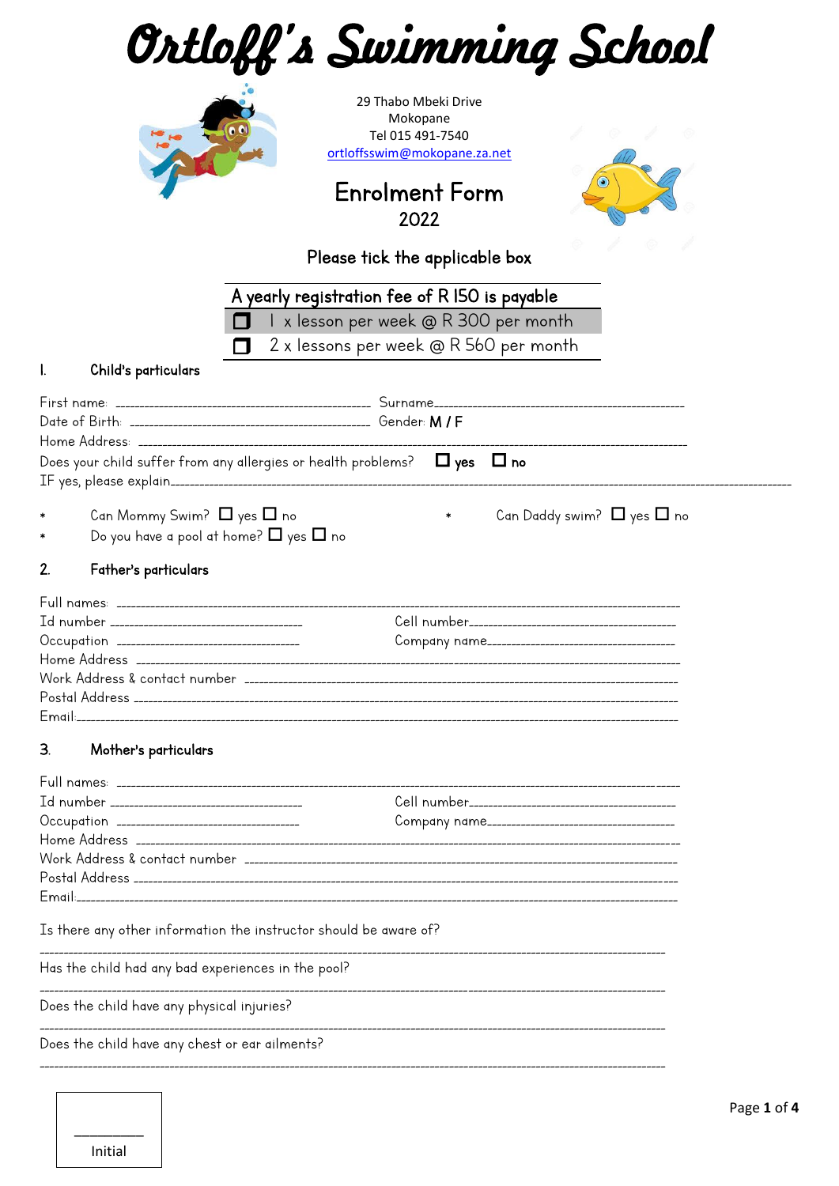# Ortloff's Swimming School

29 Thabo Mbeki Drive
Mokopane
Tel 015 491-7540
ortloffsswim@mokopane.za.net

## Enrolment Form
2022

Please tick the applicable box

| A yearly registration fee of R 150 is payable |
|---|
| ❒ 1 x lesson per week @ R 300 per month |
| ❒ 2 x lessons per week @ R 560 per month |

### 1. Child's particulars

First name: ______________________________ Surname______________________________
Date of Birth: ______________________________ Gender: **M / F**
Home Address: ______________________________________________________________
Does your child suffer from any allergies or health problems? ☐ **yes** ☐ **no**
IF yes, please explain______________________________________________________________

- Can Mommy Swim? ☐ yes ☐ no
- Can Daddy swim? ☐ yes ☐ no
- Do you have a pool at home? ☐ yes ☐ no

### 2. Father's particulars

Full names: ______________________________________________________________
Id number ______________________________ Cell number______________________________
Occupation ______________________________ Company name______________________________
Home Address ______________________________________________________________
Work Address & contact number ______________________________________________
Postal Address ______________________________________________________________
Email:______________________________________________________________

### 3. Mother's particulars

Full names: ______________________________________________________________
Id number ______________________________ Cell number______________________________
Occupation ______________________________ Company name______________________________
Home Address ______________________________________________________________
Work Address & contact number ______________________________________________
Postal Address ______________________________________________________________
Email:______________________________________________________________

Is there any other information the instructor should be aware of?

______________________________________________________________

Has the child had any bad experiences in the pool?

______________________________________________________________

Does the child have any physical injuries?

______________________________________________________________

Does the child have any chest or ear ailments?

______________________________________________________________

__________
Initial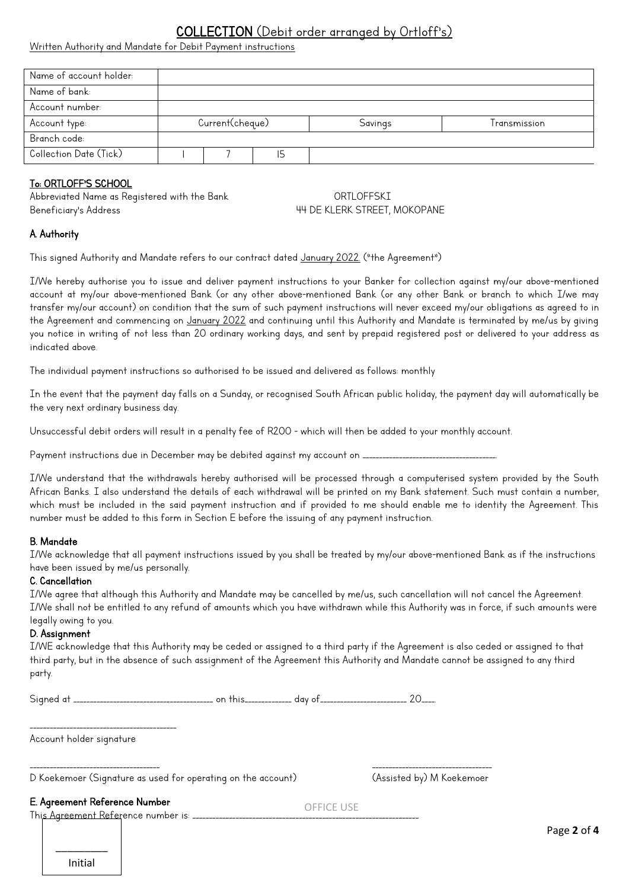# COLLECTION (Debit order arranged by Ortloff's)

Written Authority and Mandate for Debit Payment instructions

| Name of account holder: | | | | | |
|---|---|---|---|---|---|
| Name of bank: | | | | | |
| Account number: | | | | | |
| Account type: | Current(cheque) | | | Savings | Transmission |
| Branch code: | | | | | |
| Collection Date (Tick) | 1 | 7 | 15 | | |

**To: ORTLOFF'S SCHOOL**

Abbreviated Name as Registered with the Bank ORTLOFFSKI

Beneficiary's Address 44 DE KLERK STREET, MOKOPANE

### A. Authority

This signed Authority and Mandate refers to our contract dated January 2022. ("the Agreement")

I/We hereby authorise you to issue and deliver payment instructions to your Banker for collection against my/our above-mentioned account at my/our above-mentioned Bank (or any other above-mentioned Bank (or any other Bank or branch to which I/we may transfer my/our account) on condition that the sum of such payment instructions will never exceed my/our obligations as agreed to in the Agreement and commencing on January 2022 and continuing until this Authority and Mandate is terminated by me/us by giving you notice in writing of not less than 20 ordinary working days, and sent by prepaid registered post or delivered to your address as indicated above.

The individual payment instructions so authorised to be issued and delivered as follows: monthly

In the event that the payment day falls on a Sunday, or recognised South African public holiday, the payment day will automatically be the very next ordinary business day.

Unsuccessful debit orders will result in a penalty fee of R200 - which will then be added to your monthly account.

Payment instructions due in December may be debited against my account on \_\_\_\_\_\_\_\_\_\_\_\_\_\_\_\_\_\_\_\_\_\_\_\_\_\_\_\_.

I/We understand that the withdrawals hereby authorised will be processed through a computerised system provided by the South African Banks. I also understand the details of each withdrawal will be printed on my Bank statement. Such must contain a number, which must be included in the said payment instruction and if provided to me should enable me to identity the Agreement. This number must be added to this form in Section E before the issuing of any payment instruction.

### B. Mandate

I/We acknowledge that all payment instructions issued by you shall be treated by my/our above-mentioned Bank as if the instructions have been issued by me/us personally.

### C. Cancellation

I/We agree that although this Authority and Mandate may be cancelled by me/us, such cancellation will not cancel the Agreement. I/We shall not be entitled to any refund of amounts which you have withdrawn while this Authority was in force, if such amounts were legally owing to you.

### D. Assignment

I/WE acknowledge that this Authority may be ceded or assigned to a third party if the Agreement is also ceded or assigned to that third party, but in the absence of such assignment of the Agreement this Authority and Mandate cannot be assigned to any third party.

Signed at \_\_\_\_\_\_\_\_\_\_\_\_\_\_\_\_\_\_\_\_\_\_\_\_\_\_\_\_ on this\_\_\_\_\_\_\_\_\_ day of\_\_\_\_\_\_\_\_\_\_\_\_\_\_\_\_\_\_ 20\_\_\_.

\_\_\_\_\_\_\_\_\_\_\_\_\_\_\_\_\_\_\_\_\_\_\_\_\_\_\_\_\_\_

Account holder signature

\_\_\_\_\_\_\_\_\_\_\_\_\_\_\_\_\_\_\_\_\_\_\_\_\_\_\_\_ \_\_\_\_\_\_\_\_\_\_\_\_\_\_\_\_\_\_\_\_\_\_\_\_\_\_\_\_

D Koekemoer (Signature as used for operating on the account) (Assisted by) M Koekemoer

### E. Agreement Reference Number

OFFICE USE

This Agreement Reference number is: \_\_\_\_\_\_\_\_\_\_\_\_\_\_\_\_\_\_\_\_\_\_\_\_\_\_\_\_\_\_\_\_\_\_\_\_\_\_\_\_\_\_\_\_

\_\_\_\_\_\_\_\_\_\_

Initial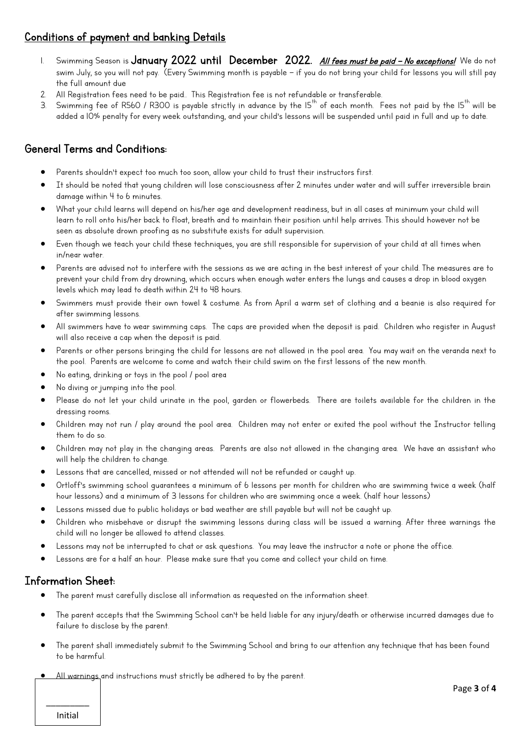## Conditions of payment and banking Details

1. Swimming Season is **January 2022 until December 2022.** ***All fees must be paid – No exceptions!*** We do not swim July, so you will not pay. (Every Swimming month is payable – if you do not bring your child for lessons you will still pay the full amount due
2. All Registration fees need to be paid.. This Registration fee is not refundable or transferable.
3. Swimming fee of R560 / R300 is payable strictly in advance by the 15th of each month. Fees not paid by the 15th will be added a 10% penalty for every week outstanding, and your child's lessons will be suspended until paid in full and up to date.

## General Terms and Conditions:

- Parents shouldn't expect too much too soon, allow your child to trust their instructors first.
- It should be noted that young children will lose consciousness after 2 minutes under water and will suffer irreversible brain damage within 4 to 6 minutes.
- What your child learns will depend on his/her age and development readiness, but in all cases at minimum your child will learn to roll onto his/her back to float, breath and to maintain their position until help arrives. This should however not be seen as absolute drown proofing as no substitute exists for adult supervision.
- Even though we teach your child these techniques, you are still responsible for supervision of your child at all times when in/near water.
- Parents are advised not to interfere with the sessions as we are acting in the best interest of your child. The measures are to prevent your child from dry drowning, which occurs when enough water enters the lungs and causes a drop in blood oxygen levels which may lead to death within 24 to 48 hours.
- Swimmers must provide their own towel & costume. As from April a warm set of clothing and a beanie is also required for after swimming lessons.
- All swimmers have to wear swimming caps. The caps are provided when the deposit is paid. Children who register in August will also receive a cap when the deposit is paid.
- Parents or other persons bringing the child for lessons are not allowed in the pool area. You may wait on the veranda next to the pool. Parents are welcome to come and watch their child swim on the first lessons of the new month.
- No eating, drinking or toys in the pool / pool area
- No diving or jumping into the pool.
- Please do not let your child urinate in the pool, garden or flowerbeds. There are toilets available for the children in the dressing rooms.
- Children may not run / play around the pool area. Children may not enter or exited the pool without the Instructor telling them to do so.
- Children may not play in the changing areas. Parents are also not allowed in the changing area. We have an assistant who will help the children to change.
- Lessons that are cancelled, missed or not attended will not be refunded or caught up.
- Ortloff's swimming school guarantees a minimum of 6 lessons per month for children who are swimming twice a week (half hour lessons) and a minimum of 3 lessons for children who are swimming once a week. (half hour lessons)
- Lessons missed due to public holidays or bad weather are still payable but will not be caught up.
- Children who misbehave or disrupt the swimming lessons during class will be issued a warning. After three warnings the child will no longer be allowed to attend classes.
- Lessons may not be interrupted to chat or ask questions. You may leave the instructor a note or phone the office.
- Lessons are for a half an hour. Please make sure that you come and collect your child on time.

## Information Sheet:

- The parent must carefully disclose all information as requested on the information sheet.
- The parent accepts that the Swimming School can't be held liable for any injury/death or otherwise incurred damages due to failure to disclose by the parent.
- The parent shall immediately submit to the Swimming School and bring to our attention any technique that has been found to be harmful.
- All warnings and instructions must strictly be adhered to by the parent.

_________
Initial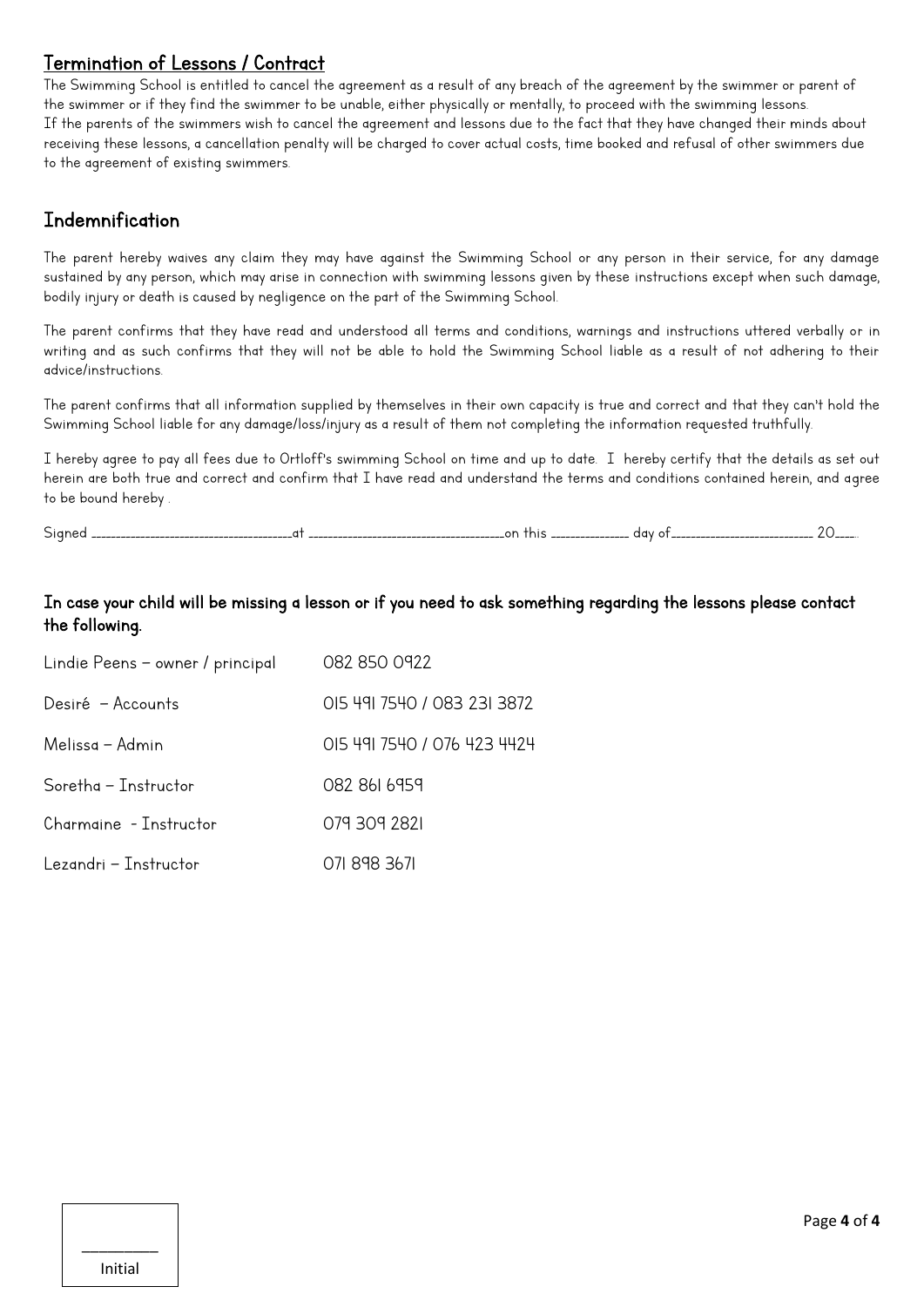## Termination of Lessons / Contract

The Swimming School is entitled to cancel the agreement as a result of any breach of the agreement by the swimmer or parent of the swimmer or if they find the swimmer to be unable, either physically or mentally, to proceed with the swimming lessons.
If the parents of the swimmers wish to cancel the agreement and lessons due to the fact that they have changed their minds about receiving these lessons, a cancellation penalty will be charged to cover actual costs, time booked and refusal of other swimmers due to the agreement of existing swimmers.

## Indemnification

The parent hereby waives any claim they may have against the Swimming School or any person in their service, for any damage sustained by any person, which may arise in connection with swimming lessons given by these instructions except when such damage, bodily injury or death is caused by negligence on the part of the Swimming School.

The parent confirms that they have read and understood all terms and conditions, warnings and instructions uttered verbally or in writing and as such confirms that they will not be able to hold the Swimming School liable as a result of not adhering to their advice/instructions.

The parent confirms that all information supplied by themselves in their own capacity is true and correct and that they can't hold the Swimming School liable for any damage/loss/injury as a result of them not completing the information requested truthfully.

I hereby agree to pay all fees due to Ortloff's swimming School on time and up to date. I hereby certify that the details as set out herein are both true and correct and confirm that I have read and understand the terms and conditions contained herein, and agree to be bound hereby .

Signed ________________________________at ________________________________on this ____________ day of______________________ 20____.

**In case your child will be missing a lesson or if you need to ask something regarding the lessons please contact the following.**

| | |
|---|---|
| Lindie Peens – owner / principal | 082 850 0922 |
| Desiré – Accounts | 015 491 7540 / 083 231 3872 |
| Melissa – Admin | 015 491 7540 / 076 423 4424 |
| Soretha – Instructor | 082 861 6959 |
| Charmaine - Instructor | 079 309 2821 |
| Lezandri – Instructor | 071 898 3671 |

__________
Initial